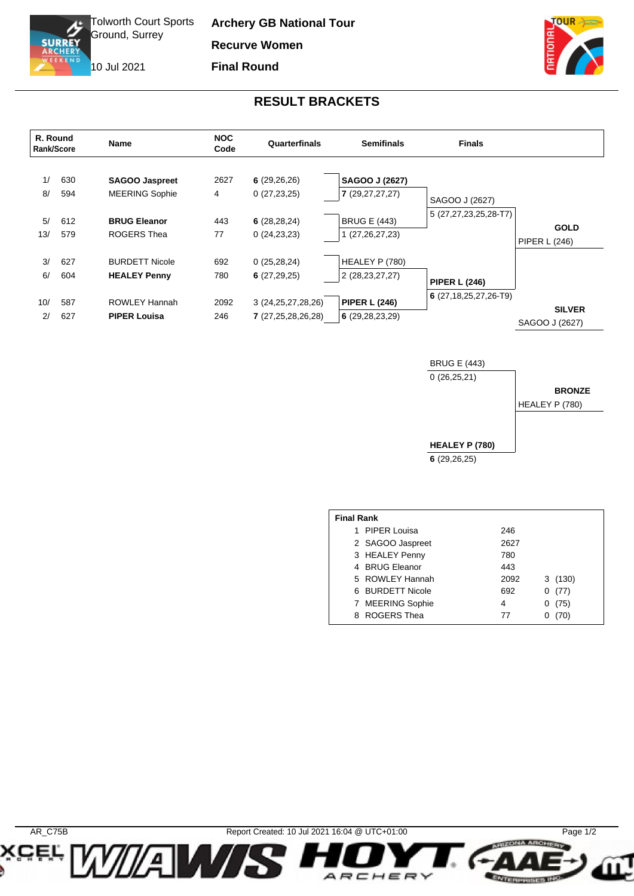Tolworth Court Sports Ground, Surrey

10 Jul 2021

**Archery GB National Tour**

**Recurve Women**

**Final Round**

## RESULT BRACKETS

| R. Round Rank/Score | | Name | NOC Code | Quarterfinals | Semifinals | Finals | |
|---|---|---|---|---|---|---|---|
| 1/ | 630 | **SAGOO Jaspreet** | 2627 | **6** (29,26,26) | **SAGOO J (2627)** | | |
| 8/ | 594 | MEERING Sophie | 4 | 0 (27,23,25) | **7** (29,27,27,27) | SAGOO J (2627) | |
| | | | | | | 5 (27,27,23,25,28-T7) | |
| 5/ | 612 | **BRUG Eleanor** | 443 | **6** (28,28,24) | BRUG E (443) | | **GOLD** |
| 13/ | 579 | ROGERS Thea | 77 | 0 (24,23,23) | 1 (27,26,27,23) | | PIPER L (246) |
| 3/ | 627 | BURDETT Nicole | 692 | 0 (25,28,24) | HEALEY P (780) | | |
| 6/ | 604 | **HEALEY Penny** | 780 | **6** (27,29,25) | 2 (28,23,27,27) | **PIPER L (246)** | |
| | | | | | | **6** (27,18,25,27,26-T9) | |
| 10/ | 587 | ROWLEY Hannah | 2092 | 3 (24,25,27,28,26) | **PIPER L (246)** | | **SILVER** |
| 2/ | 627 | **PIPER Louisa** | 246 | **7** (27,25,28,26,28) | **6** (29,28,23,29) | | SAGOO J (2627) |

| Bronze Match | | |
|---|---|---|
| BRUG E (443) | 0 (26,25,21) | |
| | | **BRONZE** |
| | | HEALEY P (780) |
| **HEALEY P (780)** | **6** (29,26,25) | |

**Final Rank**

| Rank | Name | NOC Code | |
|---|---|---|---|
| 1 | PIPER Louisa | 246 | |
| 2 | SAGOO Jaspreet | 2627 | |
| 3 | HEALEY Penny | 780 | |
| 4 | BRUG Eleanor | 443 | |
| 5 | ROWLEY Hannah | 2092 | 3 (130) |
| 6 | BURDETT Nicole | 692 | 0 (77) |
| 7 | MEERING Sophie | 4 | 0 (75) |
| 8 | ROGERS Thea | 77 | 0 (70) |

AR_C75B

Report Created: 10 Jul 2021 16:04 @ UTC+01:00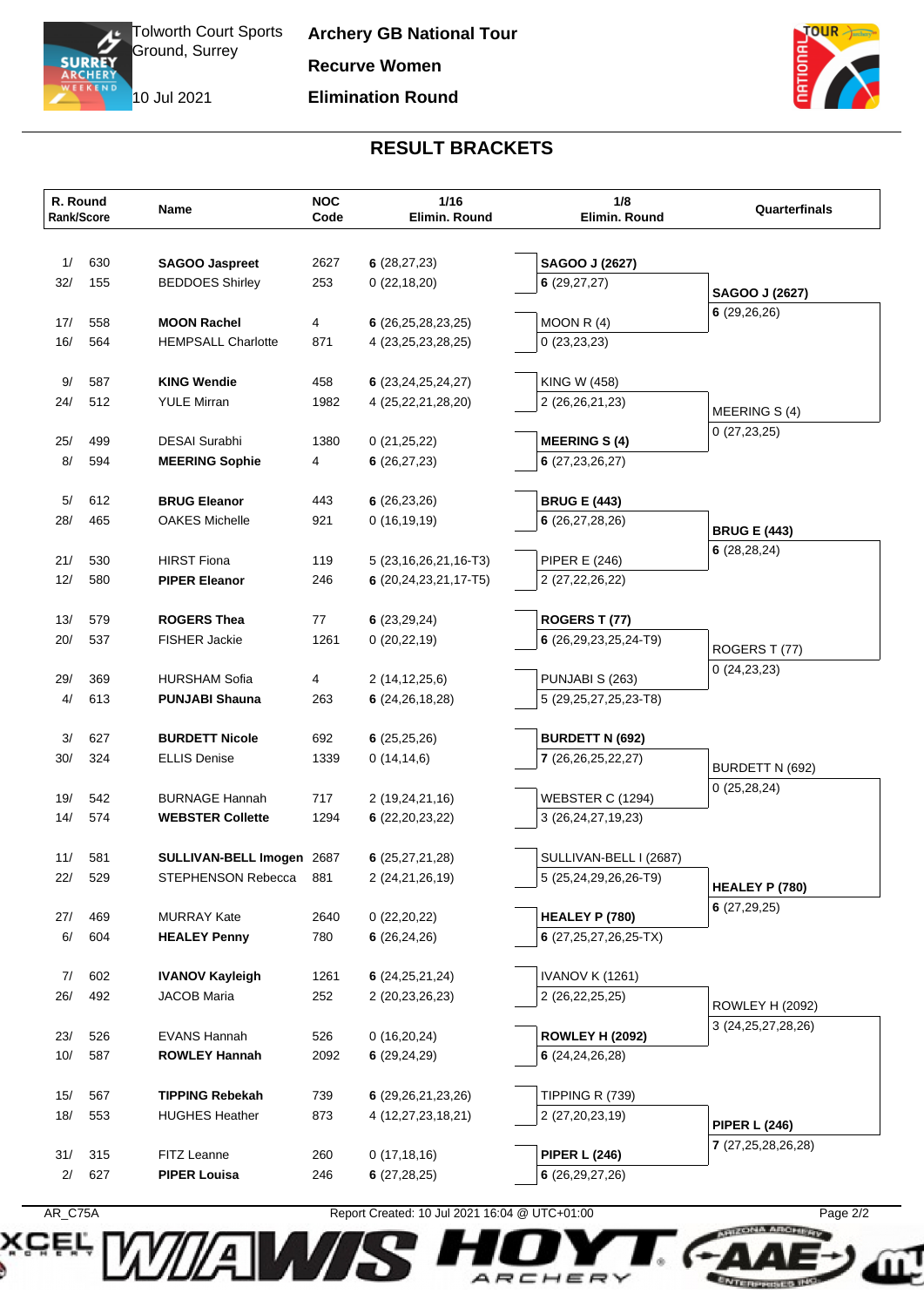Tolworth Court Sports Ground, Surrey

10 Jul 2021

**Archery GB National Tour**

**Recurve Women**

**Elimination Round**

## RESULT BRACKETS

| R. Round Rank/Score | | Name | NOC Code | 1/16 Elimin. Round | 1/8 Elimin. Round | Quarterfinals |
|---|---|---|---|---|---|---|
| 1/ | 630 | **SAGOO Jaspreet** | 2627 | **6** (28,27,23) | **SAGOO J (2627)** | |
| 32/ | 155 | BEDDOES Shirley | 253 | 0 (22,18,20) | **6** (29,27,27) | **SAGOO J (2627)** |
| 17/ | 558 | **MOON Rachel** | 4 | **6** (26,25,28,23,25) | MOON R (4) | **6** (29,26,26) |
| 16/ | 564 | HEMPSALL Charlotte | 871 | 4 (23,25,23,28,25) | 0 (23,23,23) | |
| 9/ | 587 | **KING Wendie** | 458 | **6** (23,24,25,24,27) | KING W (458) | |
| 24/ | 512 | YULE Mirran | 1982 | 4 (25,22,21,28,20) | 2 (26,26,21,23) | MEERING S (4) |
| 25/ | 499 | DESAI Surabhi | 1380 | 0 (21,25,22) | **MEERING S (4)** | 0 (27,23,25) |
| 8/ | 594 | **MEERING Sophie** | 4 | **6** (26,27,23) | **6** (27,23,26,27) | |
| 5/ | 612 | **BRUG Eleanor** | 443 | **6** (26,23,26) | **BRUG E (443)** | |
| 28/ | 465 | OAKES Michelle | 921 | 0 (16,19,19) | **6** (26,27,28,26) | **BRUG E (443)** |
| 21/ | 530 | HIRST Fiona | 119 | 5 (23,16,26,21,16-T3) | PIPER E (246) | **6** (28,28,24) |
| 12/ | 580 | **PIPER Eleanor** | 246 | **6** (20,24,23,21,17-T5) | 2 (27,22,26,22) | |
| 13/ | 579 | **ROGERS Thea** | 77 | **6** (23,29,24) | **ROGERS T (77)** | |
| 20/ | 537 | FISHER Jackie | 1261 | 0 (20,22,19) | **6** (26,29,23,25,24-T9) | ROGERS T (77) |
| 29/ | 369 | HURSHAM Sofia | 4 | 2 (14,12,25,6) | PUNJABI S (263) | 0 (24,23,23) |
| 4/ | 613 | **PUNJABI Shauna** | 263 | **6** (24,26,18,28) | 5 (29,25,27,25,23-T8) | |
| 3/ | 627 | **BURDETT Nicole** | 692 | **6** (25,25,26) | **BURDETT N (692)** | |
| 30/ | 324 | ELLIS Denise | 1339 | 0 (14,14,6) | **7** (26,26,25,22,27) | BURDETT N (692) |
| 19/ | 542 | BURNAGE Hannah | 717 | 2 (19,24,21,16) | WEBSTER C (1294) | 0 (25,28,24) |
| 14/ | 574 | **WEBSTER Collette** | 1294 | **6** (22,20,23,22) | 3 (26,24,27,19,23) | |
| 11/ | 581 | **SULLIVAN-BELL Imogen** | 2687 | **6** (25,27,21,28) | SULLIVAN-BELL I (2687) | |
| 22/ | 529 | STEPHENSON Rebecca | 881 | 2 (24,21,26,19) | 5 (25,24,29,26,26-T9) | **HEALEY P (780)** |
| 27/ | 469 | MURRAY Kate | 2640 | 0 (22,20,22) | **HEALEY P (780)** | **6** (27,29,25) |
| 6/ | 604 | **HEALEY Penny** | 780 | **6** (26,24,26) | **6** (27,25,27,26,25-TX) | |
| 7/ | 602 | **IVANOV Kayleigh** | 1261 | **6** (24,25,21,24) | IVANOV K (1261) | |
| 26/ | 492 | JACOB Maria | 252 | 2 (20,23,26,23) | 2 (26,22,25,25) | ROWLEY H (2092) |
| 23/ | 526 | EVANS Hannah | 526 | 0 (16,20,24) | **ROWLEY H (2092)** | 3 (24,25,27,28,26) |
| 10/ | 587 | **ROWLEY Hannah** | 2092 | **6** (29,24,29) | **6** (24,24,26,28) | |
| 15/ | 567 | **TIPPING Rebekah** | 739 | **6** (29,26,21,23,26) | TIPPING R (739) | |
| 18/ | 553 | HUGHES Heather | 873 | 4 (12,27,23,18,21) | 2 (27,20,23,19) | **PIPER L (246)** |
| 31/ | 315 | FITZ Leanne | 260 | 0 (17,18,16) | **PIPER L (246)** | **7** (27,25,28,26,28) |
| 2/ | 627 | **PIPER Louisa** | 246 | **6** (27,28,25) | **6** (26,29,27,26) | |

AR_C75A Report Created: 10 Jul 2021 16:04 @ UTC+01:00